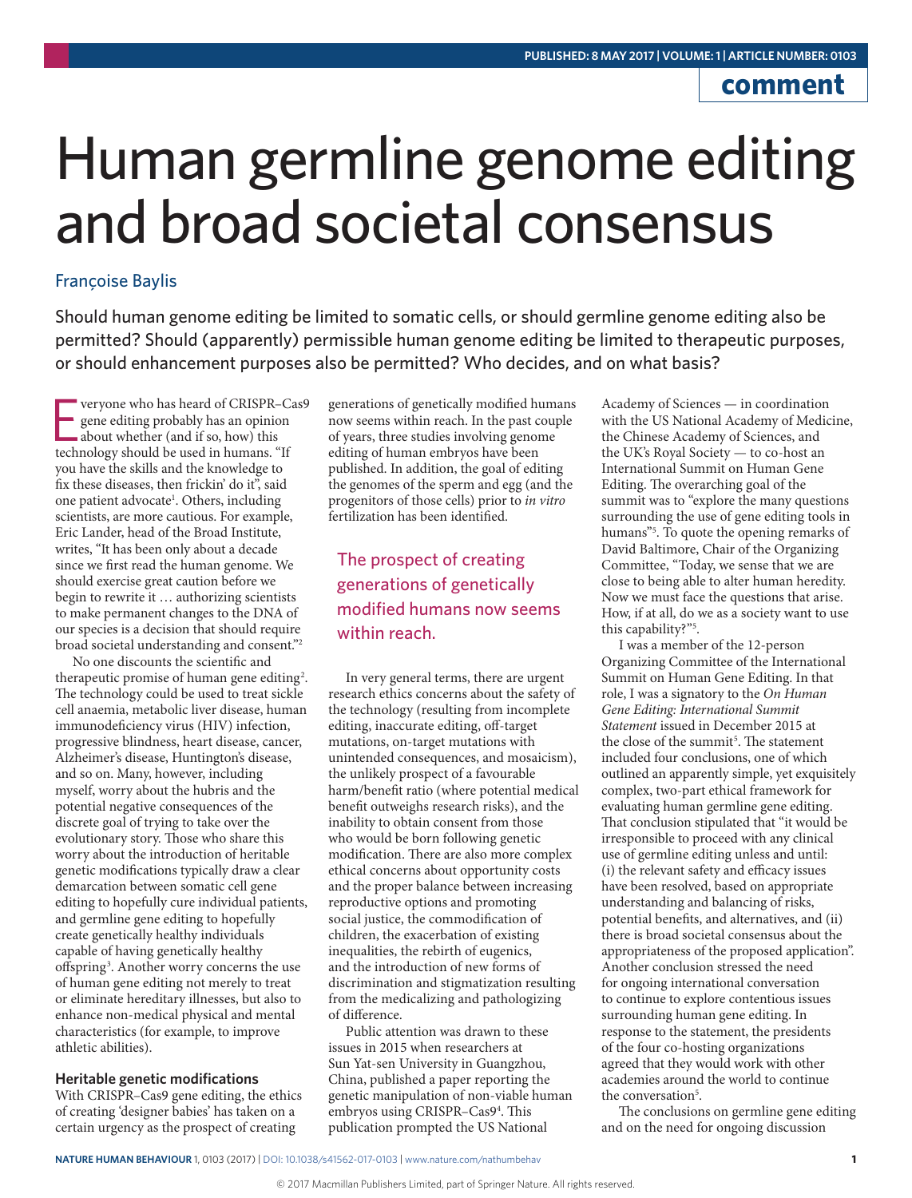comment

# Human germline genome editing and broad societal consensus

Françoise Baylis

Should human genome editing be limited to somatic cells, or should germline genome editing also be permitted? Should (apparently) permissible human genome editing be limited to therapeutic purposes, or should enhancement purposes also be permitted? Who decides, and on what basis?

Everyone who has heard of CRISPR–Cas9 gene editing probably has an opinion about whether (and if so, how) this technology should be used in humans. "If you have the skills and the knowledge to fix these diseases, then frickin' do it", said one patient advocate[1]. Others, including scientists, are more cautious. For example, Eric Lander, head of the Broad Institute, writes, "It has been only about a decade since we first read the human genome. We should exercise great caution before we begin to rewrite it … authorizing scientists to make permanent changes to the DNA of our species is a decision that should require broad societal understanding and consent."[2]

No one discounts the scientific and therapeutic promise of human gene editing[2]. The technology could be used to treat sickle cell anaemia, metabolic liver disease, human immunodeficiency virus (HIV) infection, progressive blindness, heart disease, cancer, Alzheimer's disease, Huntington's disease, and so on. Many, however, including myself, worry about the hubris and the potential negative consequences of the discrete goal of trying to take over the evolutionary story. Those who share this worry about the introduction of heritable genetic modifications typically draw a clear demarcation between somatic cell gene editing to hopefully cure individual patients, and germline gene editing to hopefully create genetically healthy individuals capable of having genetically healthy offspring[3]. Another worry concerns the use of human gene editing not merely to treat or eliminate hereditary illnesses, but also to enhance non-medical physical and mental characteristics (for example, to improve athletic abilities).

### Heritable genetic modifications

With CRISPR–Cas9 gene editing, the ethics of creating 'designer babies' has taken on a certain urgency as the prospect of creating generations of genetically modified humans now seems within reach. In the past couple of years, three studies involving genome editing of human embryos have been published. In addition, the goal of editing the genomes of the sperm and egg (and the progenitors of those cells) prior to *in vitro* fertilization has been identified.

> The prospect of creating generations of genetically modified humans now seems within reach.

In very general terms, there are urgent research ethics concerns about the safety of the technology (resulting from incomplete editing, inaccurate editing, off-target mutations, on-target mutations with unintended consequences, and mosaicism), the unlikely prospect of a favourable harm/benefit ratio (where potential medical benefit outweighs research risks), and the inability to obtain consent from those who would be born following genetic modification. There are also more complex ethical concerns about opportunity costs and the proper balance between increasing reproductive options and promoting social justice, the commodification of children, the exacerbation of existing inequalities, the rebirth of eugenics, and the introduction of new forms of discrimination and stigmatization resulting from the medicalizing and pathologizing of difference.

Public attention was drawn to these issues in 2015 when researchers at Sun Yat-sen University in Guangzhou, China, published a paper reporting the genetic manipulation of non-viable human embryos using CRISPR–Cas9[4]. This publication prompted the US National Academy of Sciences — in coordination with the US National Academy of Medicine, the Chinese Academy of Sciences, and the UK's Royal Society — to co-host an International Summit on Human Gene Editing. The overarching goal of the summit was to "explore the many questions surrounding the use of gene editing tools in humans"[5]. To quote the opening remarks of David Baltimore, Chair of the Organizing Committee, "Today, we sense that we are close to being able to alter human heredity. Now we must face the questions that arise. How, if at all, do we as a society want to use this capability?"[5].

I was a member of the 12-person Organizing Committee of the International Summit on Human Gene Editing. In that role, I was a signatory to the *On Human Gene Editing: International Summit Statement* issued in December 2015 at the close of the summit[5]. The statement included four conclusions, one of which outlined an apparently simple, yet exquisitely complex, two-part ethical framework for evaluating human germline gene editing. That conclusion stipulated that "it would be irresponsible to proceed with any clinical use of germline editing unless and until: (i) the relevant safety and efficacy issues have been resolved, based on appropriate understanding and balancing of risks, potential benefits, and alternatives, and (ii) there is broad societal consensus about the appropriateness of the proposed application". Another conclusion stressed the need for ongoing international conversation to continue to explore contentious issues surrounding human gene editing. In response to the statement, the presidents of the four co-hosting organizations agreed that they would work with other academies around the world to continue the conversation[5].

The conclusions on germline gene editing and on the need for ongoing discussion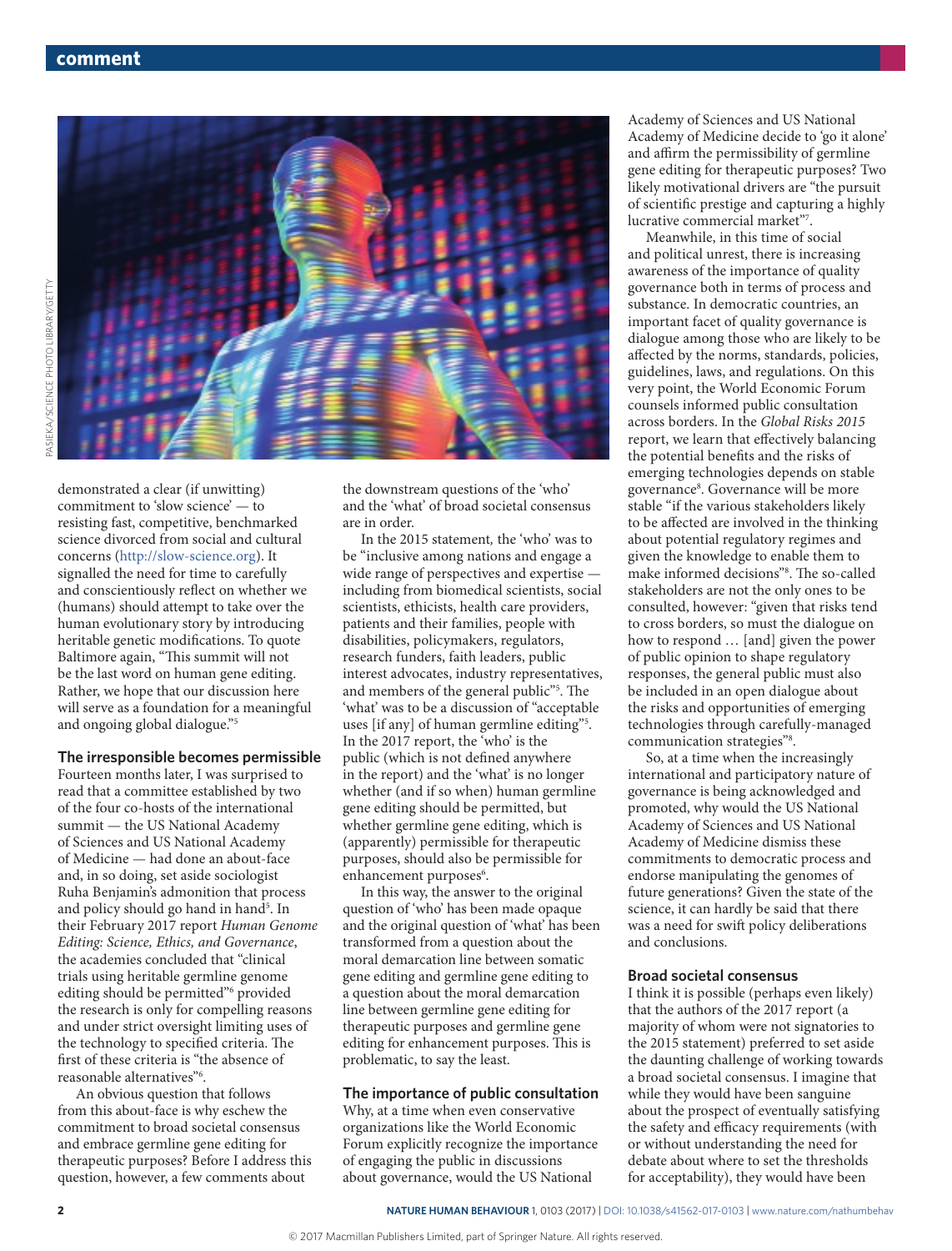demonstrated a clear (if unwitting) commitment to 'slow science' — to resisting fast, competitive, benchmarked science divorced from social and cultural concerns (http://slow-science.org). It signalled the need for time to carefully and conscientiously reflect on whether we (humans) should attempt to take over the human evolutionary story by introducing heritable genetic modifications. To quote Baltimore again, "This summit will not be the last word on human gene editing. Rather, we hope that our discussion here will serve as a foundation for a meaningful and ongoing global dialogue."[5]

### The irresponsible becomes permissible

Fourteen months later, I was surprised to read that a committee established by two of the four co-hosts of the international summit — the US National Academy of Sciences and US National Academy of Medicine — had done an about-face and, in so doing, set aside sociologist Ruha Benjamin's admonition that process and policy should go hand in hand[5]. In their February 2017 report *Human Genome Editing: Science, Ethics, and Governance*, the academies concluded that "clinical trials using heritable germline genome editing should be permitted"[6] provided the research is only for compelling reasons and under strict oversight limiting uses of the technology to specified criteria. The first of these criteria is "the absence of reasonable alternatives"[6].

An obvious question that follows from this about-face is why eschew the commitment to broad societal consensus and embrace germline gene editing for therapeutic purposes? Before I address this question, however, a few comments about the downstream questions of the 'who' and the 'what' of broad societal consensus are in order.

In the 2015 statement, the 'who' was to be "inclusive among nations and engage a wide range of perspectives and expertise — including from biomedical scientists, social scientists, ethicists, health care providers, patients and their families, people with disabilities, policymakers, regulators, research funders, faith leaders, public interest advocates, industry representatives, and members of the general public"[5]. The 'what' was to be a discussion of "acceptable uses [if any] of human germline editing"[5]. In the 2017 report, the 'who' is the public (which is not defined anywhere in the report) and the 'what' is no longer whether (and if so when) human germline gene editing should be permitted, but whether germline gene editing, which is (apparently) permissible for therapeutic purposes, should also be permissible for enhancement purposes[6].

In this way, the answer to the original question of 'who' has been made opaque and the original question of 'what' has been transformed from a question about the moral demarcation line between somatic gene editing and germline gene editing to a question about the moral demarcation line between germline gene editing for therapeutic purposes and germline gene editing for enhancement purposes. This is problematic, to say the least.

### The importance of public consultation

Why, at a time when even conservative organizations like the World Economic Forum explicitly recognize the importance of engaging the public in discussions about governance, would the US National Academy of Sciences and US National Academy of Medicine decide to 'go it alone' and affirm the permissibility of germline gene editing for therapeutic purposes? Two likely motivational drivers are "the pursuit of scientific prestige and capturing a highly lucrative commercial market"[7].

Meanwhile, in this time of social and political unrest, there is increasing awareness of the importance of quality governance both in terms of process and substance. In democratic countries, an important facet of quality governance is dialogue among those who are likely to be affected by the norms, standards, policies, guidelines, laws, and regulations. On this very point, the World Economic Forum counsels informed public consultation across borders. In the *Global Risks 2015* report, we learn that effectively balancing the potential benefits and the risks of emerging technologies depends on stable governance[8]. Governance will be more stable "if the various stakeholders likely to be affected are involved in the thinking about potential regulatory regimes and given the knowledge to enable them to make informed decisions"[8]. The so-called stakeholders are not the only ones to be consulted, however: "given that risks tend to cross borders, so must the dialogue on how to respond … [and] given the power of public opinion to shape regulatory responses, the general public must also be included in an open dialogue about the risks and opportunities of emerging technologies through carefully-managed communication strategies"[8].

So, at a time when the increasingly international and participatory nature of governance is being acknowledged and promoted, why would the US National Academy of Sciences and US National Academy of Medicine dismiss these commitments to democratic process and endorse manipulating the genomes of future generations? Given the state of the science, it can hardly be said that there was a need for swift policy deliberations and conclusions.

### Broad societal consensus

I think it is possible (perhaps even likely) that the authors of the 2017 report (a majority of whom were not signatories to the 2015 statement) preferred to set aside the daunting challenge of working towards a broad societal consensus. I imagine that while they would have been sanguine about the prospect of eventually satisfying the safety and efficacy requirements (with or without understanding the need for debate about where to set the thresholds for acceptability), they would have been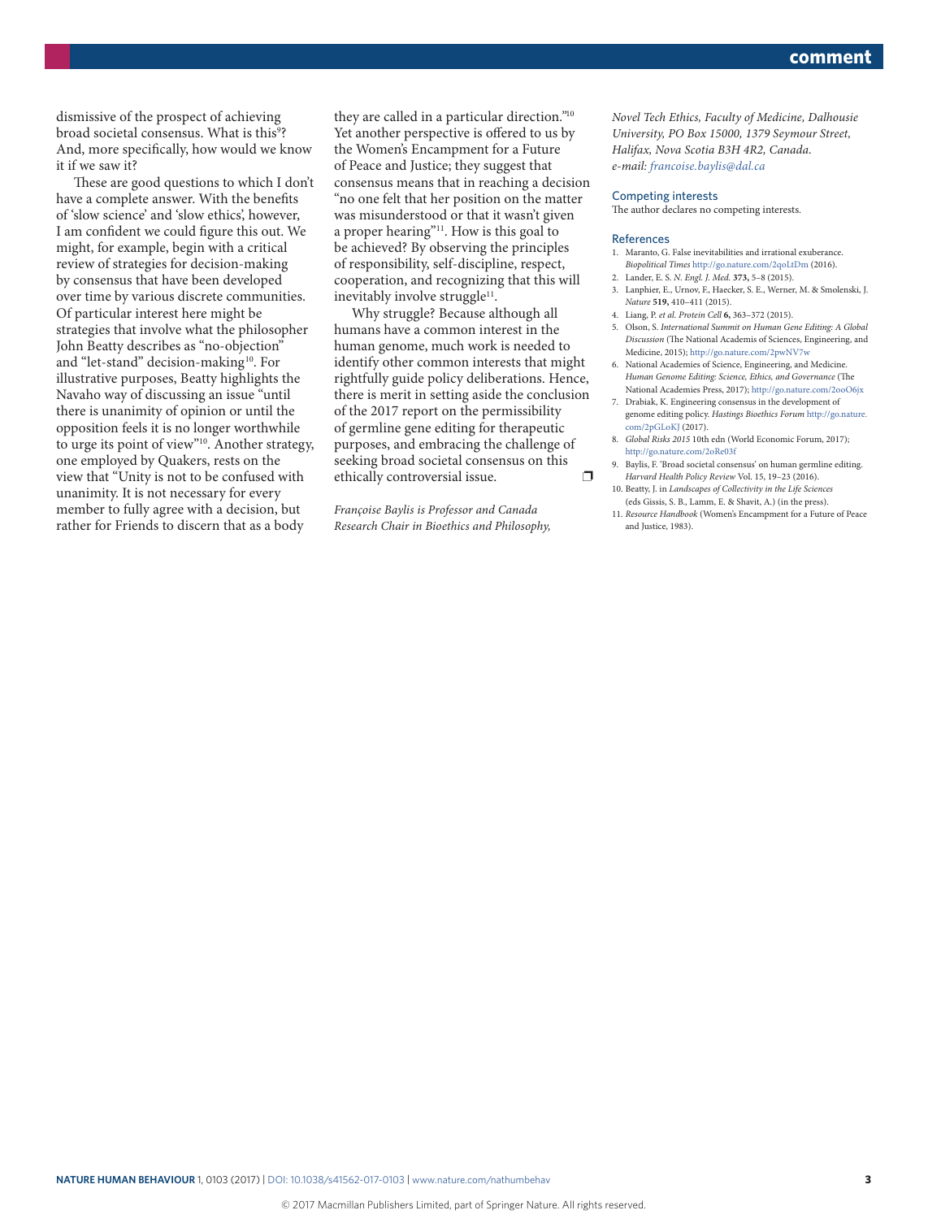dismissive of the prospect of achieving broad societal consensus. What is this[9]? And, more specifically, how would we know it if we saw it?

These are good questions to which I don't have a complete answer. With the benefits of 'slow science' and 'slow ethics', however, I am confident we could figure this out. We might, for example, begin with a critical review of strategies for decision-making by consensus that have been developed over time by various discrete communities. Of particular interest here might be strategies that involve what the philosopher John Beatty describes as "no-objection" and "let-stand" decision-making[10]. For illustrative purposes, Beatty highlights the Navaho way of discussing an issue "until there is unanimity of opinion or until the opposition feels it is no longer worthwhile to urge its point of view"[10]. Another strategy, one employed by Quakers, rests on the view that "Unity is not to be confused with unanimity. It is not necessary for every member to fully agree with a decision, but rather for Friends to discern that as a body they are called in a particular direction."[10] Yet another perspective is offered to us by the Women's Encampment for a Future of Peace and Justice; they suggest that consensus means that in reaching a decision "no one felt that her position on the matter was misunderstood or that it wasn't given a proper hearing"[11]. How is this goal to be achieved? By observing the principles of responsibility, self-discipline, respect, cooperation, and recognizing that this will inevitably involve struggle[11].

Why struggle? Because although all humans have a common interest in the human genome, much work is needed to identify other common interests that might rightfully guide policy deliberations. Hence, there is merit in setting aside the conclusion of the 2017 report on the permissibility of germline gene editing for therapeutic purposes, and embracing the challenge of seeking broad societal consensus on this ethically controversial issue. ❐

*Françoise Baylis is Professor and Canada Research Chair in Bioethics and Philosophy, Novel Tech Ethics, Faculty of Medicine, Dalhousie University, PO Box 15000, 1379 Seymour Street, Halifax, Nova Scotia B3H 4R2, Canada.*
*e-mail: francoise.baylis@dal.ca*

## Competing interests

The author declares no competing interests.

## References

1. Maranto, G. False inevitabilities and irrational exuberance. *Biopolitical Times* http://go.nature.com/2qoLtDm (2016).
2. Lander, E. S. *N. Engl. J. Med.* **373,** 5–8 (2015).
3. Lanphier, E., Urnov, F., Haecker, S. E., Werner, M. & Smolenski, J. *Nature* **519,** 410–411 (2015).
4. Liang, P. *et al. Protein Cell* **6,** 363–372 (2015).
5. Olson, S. *International Summit on Human Gene Editing: A Global Discussion* (The National Academis of Sciences, Engineering, and Medicine, 2015); http://go.nature.com/2pwNV7w
6. National Academies of Science, Engineering, and Medicine. *Human Genome Editing: Science, Ethics, and Governance* (The National Academies Press, 2017); http://go.nature.com/2ooO6jx
7. Drabiak, K. Engineering consensus in the development of genome editing policy. *Hastings Bioethics Forum* http://go.nature.com/2pGLoKJ (2017).
8. *Global Risks 2015* 10th edn (World Economic Forum, 2017); http://go.nature.com/2oRe03f
9. Baylis, F. 'Broad societal consensus' on human germline editing. *Harvard Health Policy Review* Vol. 15, 19–23 (2016).
10. Beatty, J. in *Landscapes of Collectivity in the Life Sciences* (eds Gissis, S. B., Lamm, E. & Shavit, A.) (in the press).
11. *Resource Handbook* (Women's Encampment for a Future of Peace and Justice, 1983).